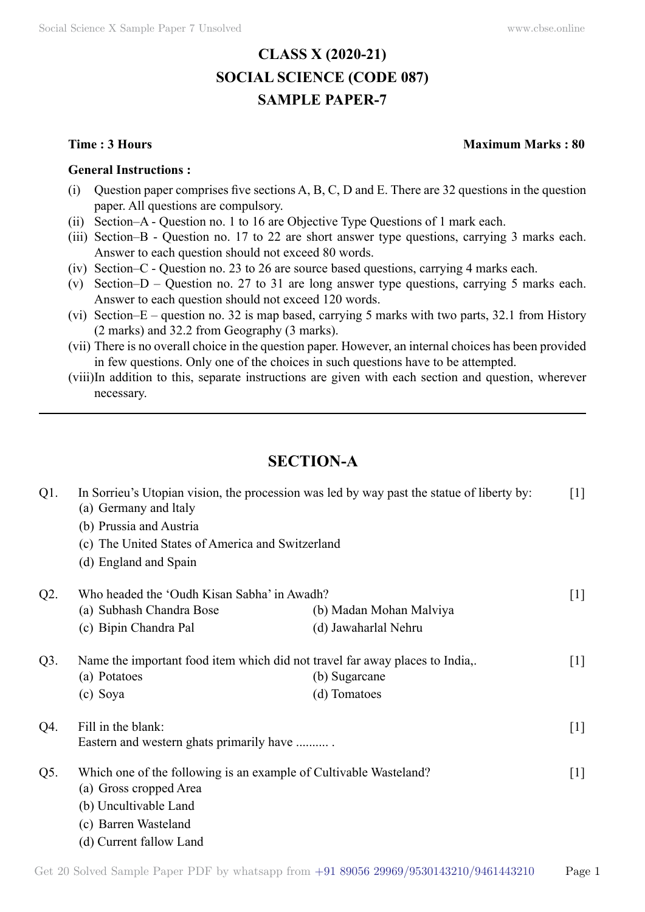# CLASS X (2020-21)
# SOCIAL SCIENCE (CODE 087)
# SAMPLE PAPER-7

**Time : 3 Hours** **Maximum Marks : 80**

**General Instructions :**

(i) Question paper comprises five sections A, B, C, D and E. There are 32 questions in the question paper. All questions are compulsory.
(ii) Section–A - Question no. 1 to 16 are Objective Type Questions of 1 mark each.
(iii) Section–B - Question no. 17 to 22 are short answer type questions, carrying 3 marks each. Answer to each question should not exceed 80 words.
(iv) Section–C - Question no. 23 to 26 are source based questions, carrying 4 marks each.
(v) Section–D – Question no. 27 to 31 are long answer type questions, carrying 5 marks each. Answer to each question should not exceed 120 words.
(vi) Section–E – question no. 32 is map based, carrying 5 marks with two parts, 32.1 from History (2 marks) and 32.2 from Geography (3 marks).
(vii) There is no overall choice in the question paper. However, an internal choices has been provided in few questions. Only one of the choices in such questions have to be attempted.
(viii) In addition to this, separate instructions are given with each section and question, wherever necessary.

---

## SECTION-A

Q1. In Sorrieu's Utopian vision, the procession was led by way past the statue of liberty by: [1]
(a) Germany and ltaly
(b) Prussia and Austria
(c) The United States of America and Switzerland
(d) England and Spain

Q2. Who headed the 'Oudh Kisan Sabha' in Awadh? [1]
(a) Subhash Chandra Bose
(b) Madan Mohan Malviya
(c) Bipin Chandra Pal
(d) Jawaharlal Nehru

Q3. Name the important food item which did not travel far away places to India,. [1]
(a) Potatoes
(b) Sugarcane
(c) Soya
(d) Tomatoes

Q4. Fill in the blank: [1]
Eastern and western ghats primarily have .......... .

Q5. Which one of the following is an example of Cultivable Wasteland? [1]
(a) Gross cropped Area
(b) Uncultivable Land
(c) Barren Wasteland
(d) Current fallow Land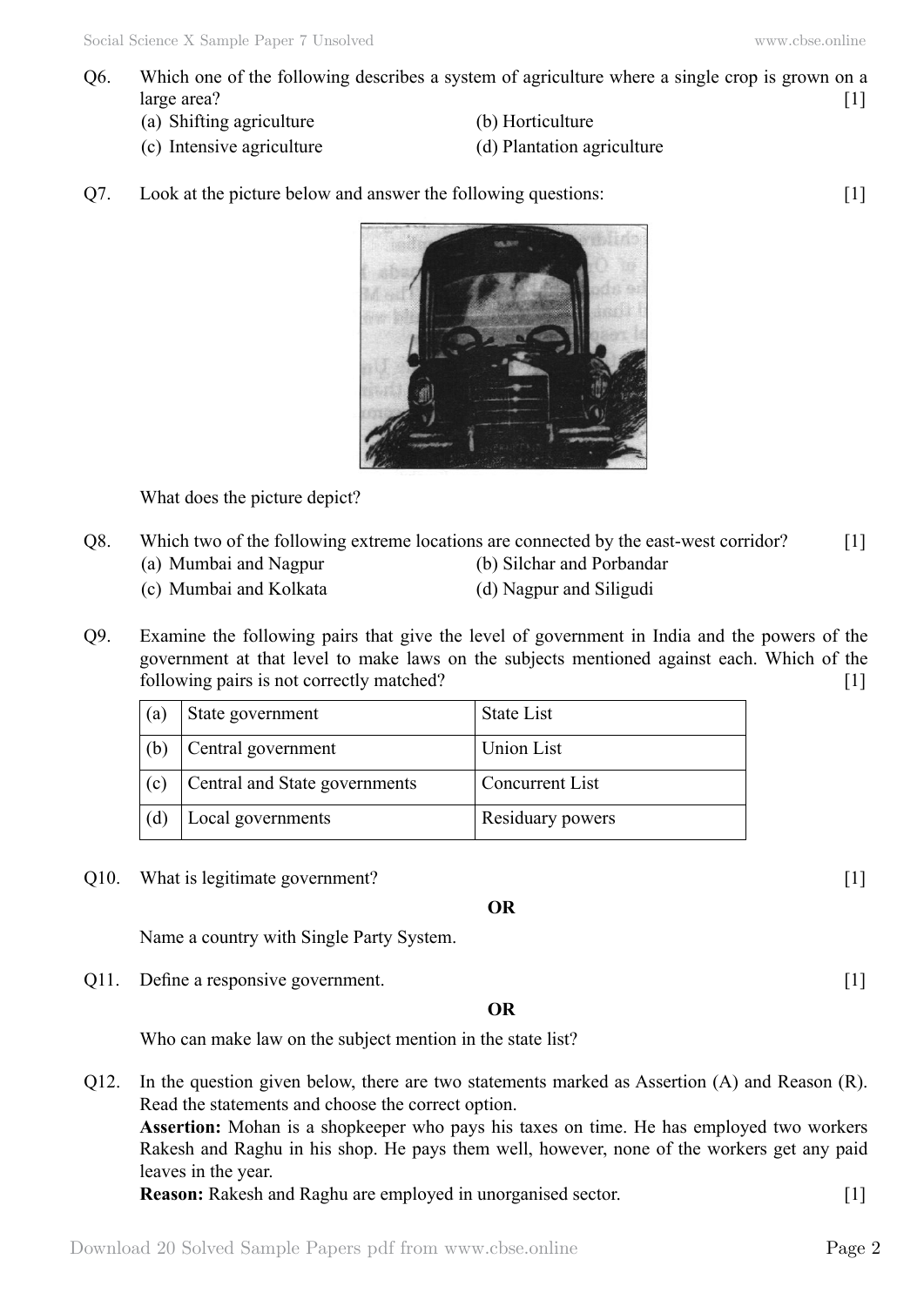Q6. Which one of the following describes a system of agriculture where a single crop is grown on a large area? [1]

(a) Shifting agriculture
(b) Horticulture
(c) Intensive agriculture
(d) Plantation agriculture

Q7. Look at the picture below and answer the following questions: [1]

What does the picture depict?

Q8. Which two of the following extreme locations are connected by the east-west corridor? [1]

(a) Mumbai and Nagpur
(b) Silchar and Porbandar
(c) Mumbai and Kolkata
(d) Nagpur and Siligudi

Q9. Examine the following pairs that give the level of government in India and the powers of the government at that level to make laws on the subjects mentioned against each. Which of the following pairs is not correctly matched? [1]

| | | |
|---|---|---|
| (a) | State government | State List |
| (b) | Central government | Union List |
| (c) | Central and State governments | Concurrent List |
| (d) | Local governments | Residuary powers |

Q10. What is legitimate government? [1]

**OR**

Name a country with Single Party System.

Q11. Define a responsive government. [1]

**OR**

Who can make law on the subject mention in the state list?

Q12. In the question given below, there are two statements marked as Assertion (A) and Reason (R). Read the statements and choose the correct option.

**Assertion:** Mohan is a shopkeeper who pays his taxes on time. He has employed two workers Rakesh and Raghu in his shop. He pays them well, however, none of the workers get any paid leaves in the year.

**Reason:** Rakesh and Raghu are employed in unorganised sector. [1]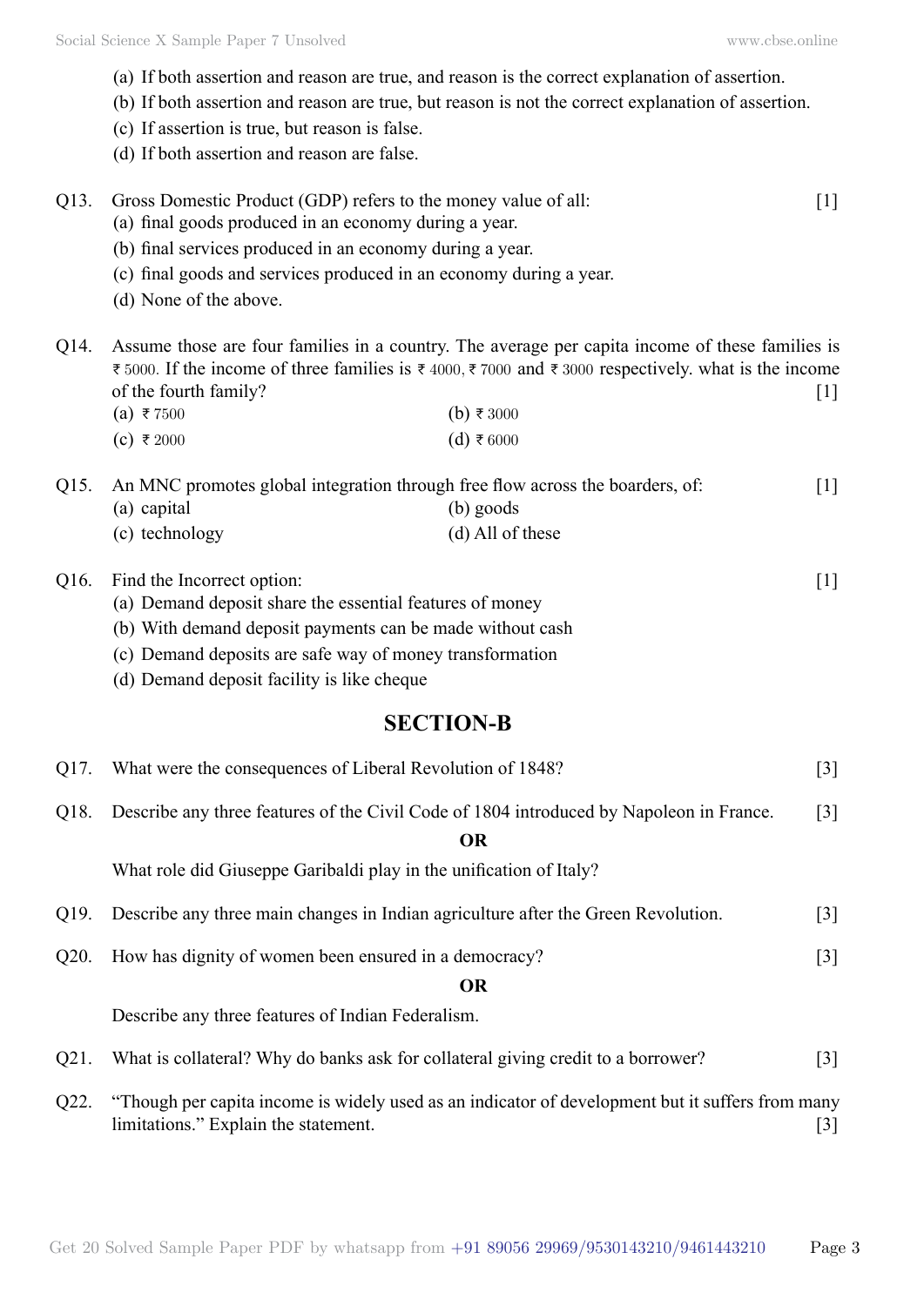(a) If both assertion and reason are true, and reason is the correct explanation of assertion.
(b) If both assertion and reason are true, but reason is not the correct explanation of assertion.
(c) If assertion is true, but reason is false.
(d) If both assertion and reason are false.

Q13. Gross Domestic Product (GDP) refers to the money value of all: [1]
(a) final goods produced in an economy during a year.
(b) final services produced in an economy during a year.
(c) final goods and services produced in an economy during a year.
(d) None of the above.

Q14. Assume those are four families in a country. The average per capita income of these families is ₹ 5000. If the income of three families is ₹ 4000, ₹ 7000 and ₹ 3000 respectively. what is the income of the fourth family? [1]
(a) ₹ 7500 (b) ₹ 3000
(c) ₹ 2000 (d) ₹ 6000

Q15. An MNC promotes global integration through free flow across the boarders, of: [1]
(a) capital (b) goods
(c) technology (d) All of these

Q16. Find the Incorrect option: [1]
(a) Demand deposit share the essential features of money
(b) With demand deposit payments can be made without cash
(c) Demand deposits are safe way of money transformation
(d) Demand deposit facility is like cheque

## SECTION-B

Q17. What were the consequences of Liberal Revolution of 1848? [3]

Q18. Describe any three features of the Civil Code of 1804 introduced by Napoleon in France. [3]

**OR**

What role did Giuseppe Garibaldi play in the unification of Italy?

Q19. Describe any three main changes in Indian agriculture after the Green Revolution. [3]

Q20. How has dignity of women been ensured in a democracy? [3]

**OR**

Describe any three features of Indian Federalism.

Q21. What is collateral? Why do banks ask for collateral giving credit to a borrower? [3]

Q22. "Though per capita income is widely used as an indicator of development but it suffers from many limitations." Explain the statement. [3]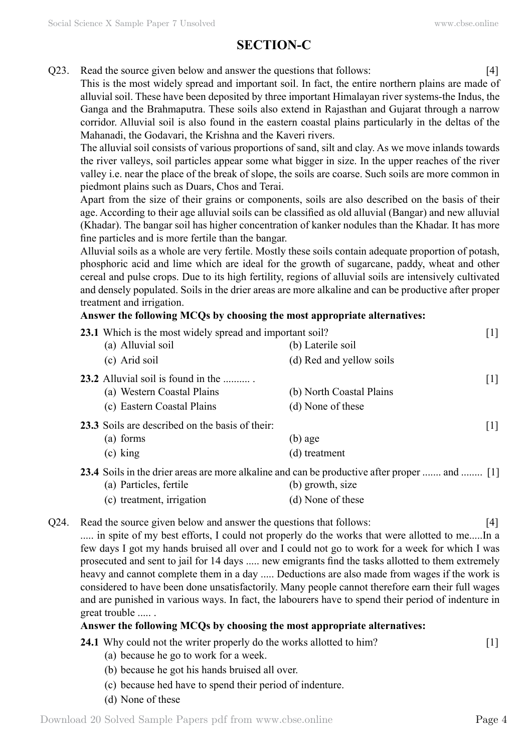# SECTION-C

Q23. Read the source given below and answer the questions that follows: [4]

This is the most widely spread and important soil. In fact, the entire northern plains are made of alluvial soil. These have been deposited by three important Himalayan river systems-the Indus, the Ganga and the Brahmaputra. These soils also extend in Rajasthan and Gujarat through a narrow corridor. Alluvial soil is also found in the eastern coastal plains particularly in the deltas of the Mahanadi, the Godavari, the Krishna and the Kaveri rivers.

The alluvial soil consists of various proportions of sand, silt and clay. As we move inlands towards the river valleys, soil particles appear some what bigger in size. In the upper reaches of the river valley i.e. near the place of the break of slope, the soils are coarse. Such soils are more common in piedmont plains such as Duars, Chos and Terai.

Apart from the size of their grains or components, soils are also described on the basis of their age. According to their age alluvial soils can be classified as old alluvial (Bangar) and new alluvial (Khadar). The bangar soil has higher concentration of kanker nodules than the Khadar. It has more fine particles and is more fertile than the bangar.

Alluvial soils as a whole are very fertile. Mostly these soils contain adequate proportion of potash, phosphoric acid and lime which are ideal for the growth of sugarcane, paddy, wheat and other cereal and pulse crops. Due to its high fertility, regions of alluvial soils are intensively cultivated and densely populated. Soils in the drier areas are more alkaline and can be productive after proper treatment and irrigation.

**Answer the following MCQs by choosing the most appropriate alternatives:**

**23.1** Which is the most widely spread and important soil? [1]

(a) Alluvial soil
(b) Laterile soil
(c) Arid soil
(d) Red and yellow soils

**23.2** Alluvial soil is found in the .......... . [1]

(a) Western Coastal Plains
(b) North Coastal Plains
(c) Eastern Coastal Plains
(d) None of these

**23.3** Soils are described on the basis of their: [1]

(a) forms
(b) age
(c) king
(d) treatment

**23.4** Soils in the drier areas are more alkaline and can be productive after proper ....... and ........ [1]

(a) Particles, fertile
(b) growth, size
(c) treatment, irrigation
(d) None of these

Q24. Read the source given below and answer the questions that follows: [4]

..... in spite of my best efforts, I could not properly do the works that were allotted to me.....In a few days I got my hands bruised all over and I could not go to work for a week for which I was prosecuted and sent to jail for 14 days ..... new emigrants find the tasks allotted to them extremely heavy and cannot complete them in a day ..... Deductions are also made from wages if the work is considered to have been done unsatisfactorily. Many people cannot therefore earn their full wages and are punished in various ways. In fact, the labourers have to spend their period of indenture in great trouble ..... .

**Answer the following MCQs by choosing the most appropriate alternatives:**

**24.1** Why could not the writer properly do the works allotted to him? [1]

(a) because he go to work for a week.
(b) because he got his hands bruised all over.
(c) because hed have to spend their period of indenture.
(d) None of these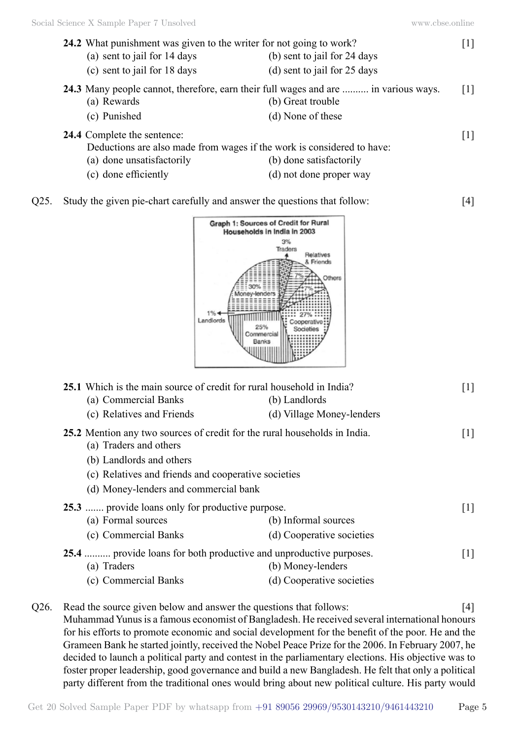**24.2** What punishment was given to the writer for not going to work? [1]

(a) sent to jail for 14 days (b) sent to jail for 24 days

(c) sent to jail for 18 days (d) sent to jail for 25 days

**24.3** Many people cannot, therefore, earn their full wages and are .......... in various ways. [1]

(a) Rewards (b) Great trouble

(c) Punished (d) None of these

**24.4** Complete the sentence: [1]

Deductions are also made from wages if the work is considered to have:

(a) done unsatisfactorily (b) done satisfactorily

(c) done efficiently (d) not done proper way

Q25. Study the given pie-chart carefully and answer the questions that follow: [4]

**Graph 1: Sources of Credit for Rural Households in India in 2003**

| Source | Share |
|---|---|
| Money-lenders | 30% |
| Cooperative Societies | 27% |
| Commercial Banks | 25% |
| Relatives & Friends | 7% |
| Others | 7% |
| Traders | 3% |
| Landlords | 1% |

**25.1** Which is the main source of credit for rural household in India? [1]

(a) Commercial Banks (b) Landlords

(c) Relatives and Friends (d) Village Money-lenders

**25.2** Mention any two sources of credit for the rural households in India. [1]

(a) Traders and others

(b) Landlords and others

(c) Relatives and friends and cooperative societies

(d) Money-lenders and commercial bank

**25.3** ....... provide loans only for productive purpose. [1]

(a) Formal sources (b) Informal sources

(c) Commercial Banks (d) Cooperative societies

**25.4** .......... provide loans for both productive and unproductive purposes. [1]

(a) Traders (b) Money-lenders

(c) Commercial Banks (d) Cooperative societies

Q26. Read the source given below and answer the questions that follows: [4]

Muhammad Yunus is a famous economist of Bangladesh. He received several international honours for his efforts to promote economic and social development for the benefit of the poor. He and the Grameen Bank he started jointly, received the Nobel Peace Prize for the 2006. In February 2007, he decided to launch a political party and contest in the parliamentary elections. His objective was to foster proper leadership, good governance and build a new Bangladesh. He felt that only a political party different from the traditional ones would bring about new political culture. His party would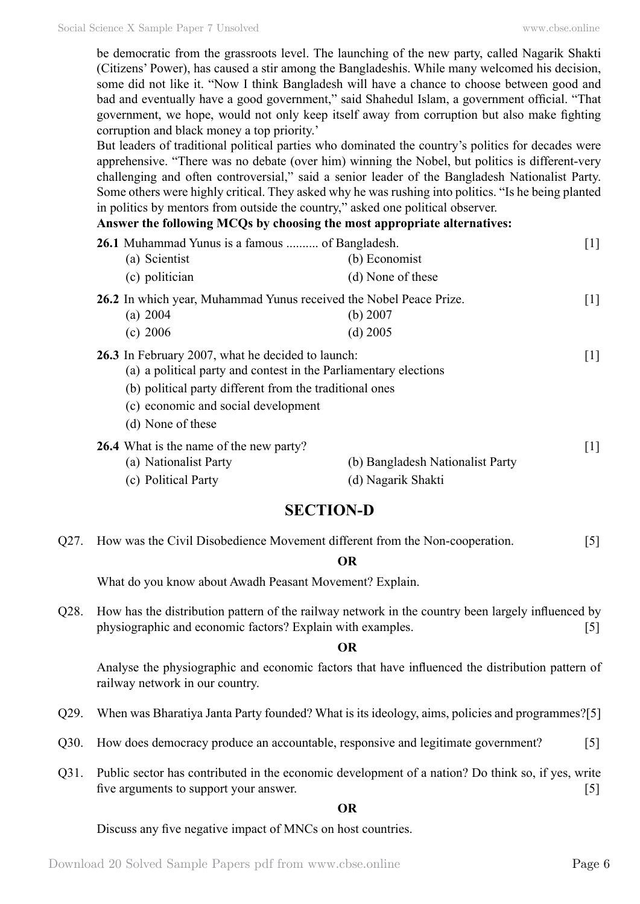be democratic from the grassroots level. The launching of the new party, called Nagarik Shakti (Citizens' Power), has caused a stir among the Bangladeshis. While many welcomed his decision, some did not like it. "Now I think Bangladesh will have a chance to choose between good and bad and eventually have a good government," said Shahedul Islam, a government official. "That government, we hope, would not only keep itself away from corruption but also make fighting corruption and black money a top priority.'

But leaders of traditional political parties who dominated the country's politics for decades were apprehensive. "There was no debate (over him) winning the Nobel, but politics is different-very challenging and often controversial," said a senior leader of the Bangladesh Nationalist Party. Some others were highly critical. They asked why he was rushing into politics. "Is he being planted in politics by mentors from outside the country," asked one political observer.

**Answer the following MCQs by choosing the most appropriate alternatives:**

**26.1** Muhammad Yunus is a famous .......... of Bangladesh. [1]

(a) Scientist
(b) Economist
(c) politician
(d) None of these

**26.2** In which year, Muhammad Yunus received the Nobel Peace Prize. [1]

(a) 2004
(b) 2007
(c) 2006
(d) 2005

**26.3** In February 2007, what he decided to launch: [1]

(a) a political party and contest in the Parliamentary elections
(b) political party different from the traditional ones
(c) economic and social development
(d) None of these

**26.4** What is the name of the new party? [1]

(a) Nationalist Party
(b) Bangladesh Nationalist Party
(c) Political Party
(d) Nagarik Shakti

## SECTION-D

Q27. How was the Civil Disobedience Movement different from the Non-cooperation. [5]

**OR**

What do you know about Awadh Peasant Movement? Explain.

Q28. How has the distribution pattern of the railway network in the country been largely influenced by physiographic and economic factors? Explain with examples. [5]

**OR**

Analyse the physiographic and economic factors that have influenced the distribution pattern of railway network in our country.

Q29. When was Bharatiya Janta Party founded? What is its ideology, aims, policies and programmes?[5]

Q30. How does democracy produce an accountable, responsive and legitimate government? [5]

Q31. Public sector has contributed in the economic development of a nation? Do think so, if yes, write five arguments to support your answer. [5]

**OR**

Discuss any five negative impact of MNCs on host countries.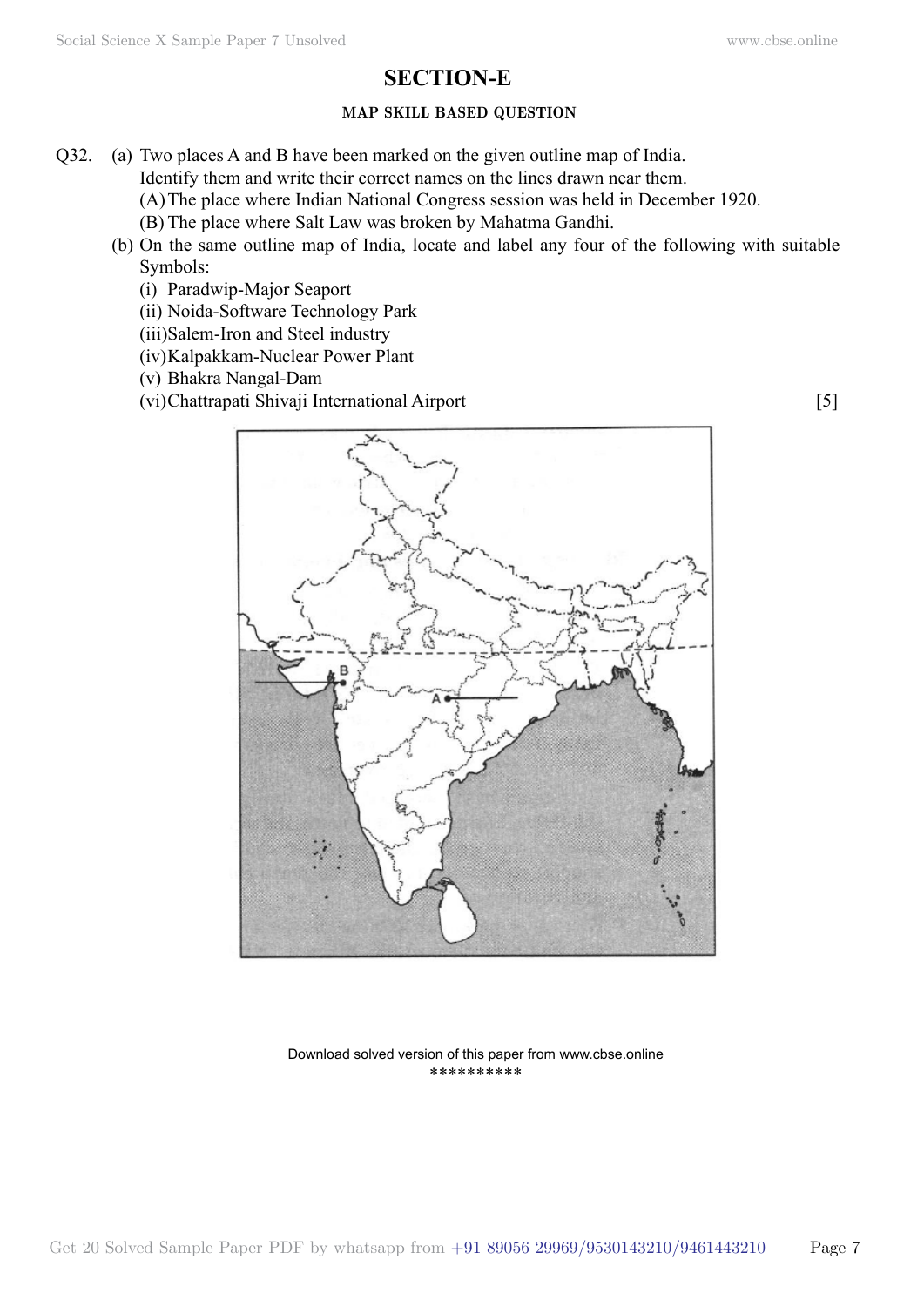## SECTION-E

### MAP SKILL BASED QUESTION

Q32. (a) Two places A and B have been marked on the given outline map of India. Identify them and write their correct names on the lines drawn near them.

(A) The place where Indian National Congress session was held in December 1920.

(B) The place where Salt Law was broken by Mahatma Gandhi.

(b) On the same outline map of India, locate and label any four of the following with suitable Symbols:

(i) Paradwip-Major Seaport

(ii) Noida-Software Technology Park

(iii) Salem-Iron and Steel industry

(iv) Kalpakkam-Nuclear Power Plant

(v) Bhakra Nangal-Dam

(vi) Chattrapati Shivaji International Airport [5]

B

A

Download solved version of this paper from www.cbse.online

**********